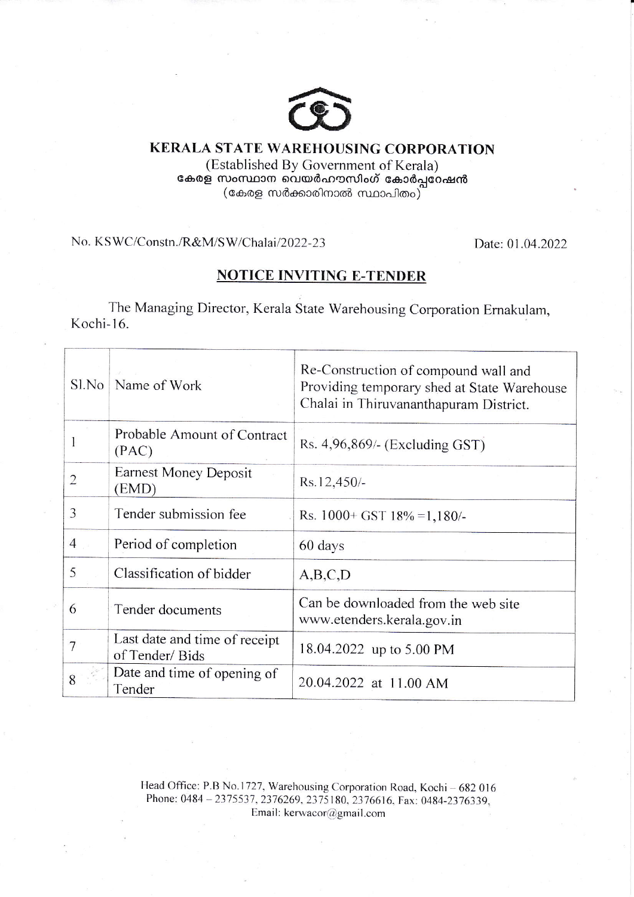# KERALA STATE WAREHOUSING CORPORATION

(Established By Government of Kerala)

കേരള സംസ്ഥാന വെയർഹൗസിംഗ് കോർപ്പറേഷൻ

(കേരള സർക്കാരിനാൽ സ്ഥാപിതം)

No. KSWC/Constn./R&M/SW/Chalai/2022-23

Date: 01.04.2022

## NOTICE INVITING E-TENDER

The Managing Director, Kerala State Warehousing Corporation Ernakulam, Kochi-16.

| Sl.No | Name of Work | Re-Construction of compound wall and Providing temporary shed at State Warehouse Chalai in Thiruvananthapuram District. |
|---|---|---|
| 1 | Probable Amount of Contract (PAC) | Rs. 4,96,869/- (Excluding GST) |
| 2 | Earnest Money Deposit (EMD) | Rs.12,450/- |
| 3 | Tender submission fee | Rs. 1000+ GST 18% =1,180/- |
| 4 | Period of completion | 60 days |
| 5 | Classification of bidder | A,B,C,D |
| 6 | Tender documents | Can be downloaded from the web site www.etenders.kerala.gov.in |
| 7 | Last date and time of receipt of Tender/ Bids | 18.04.2022 up to 5.00 PM |
| 8 | Date and time of opening of Tender | 20.04.2022 at 11.00 AM |

Head Office: P.B No.1727, Warehousing Corporation Road, Kochi – 682 016
Phone: 0484 – 2375537, 2376269, 2375180, 2376616, Fax: 0484-2376339,
Email: kerwacor@gmail.com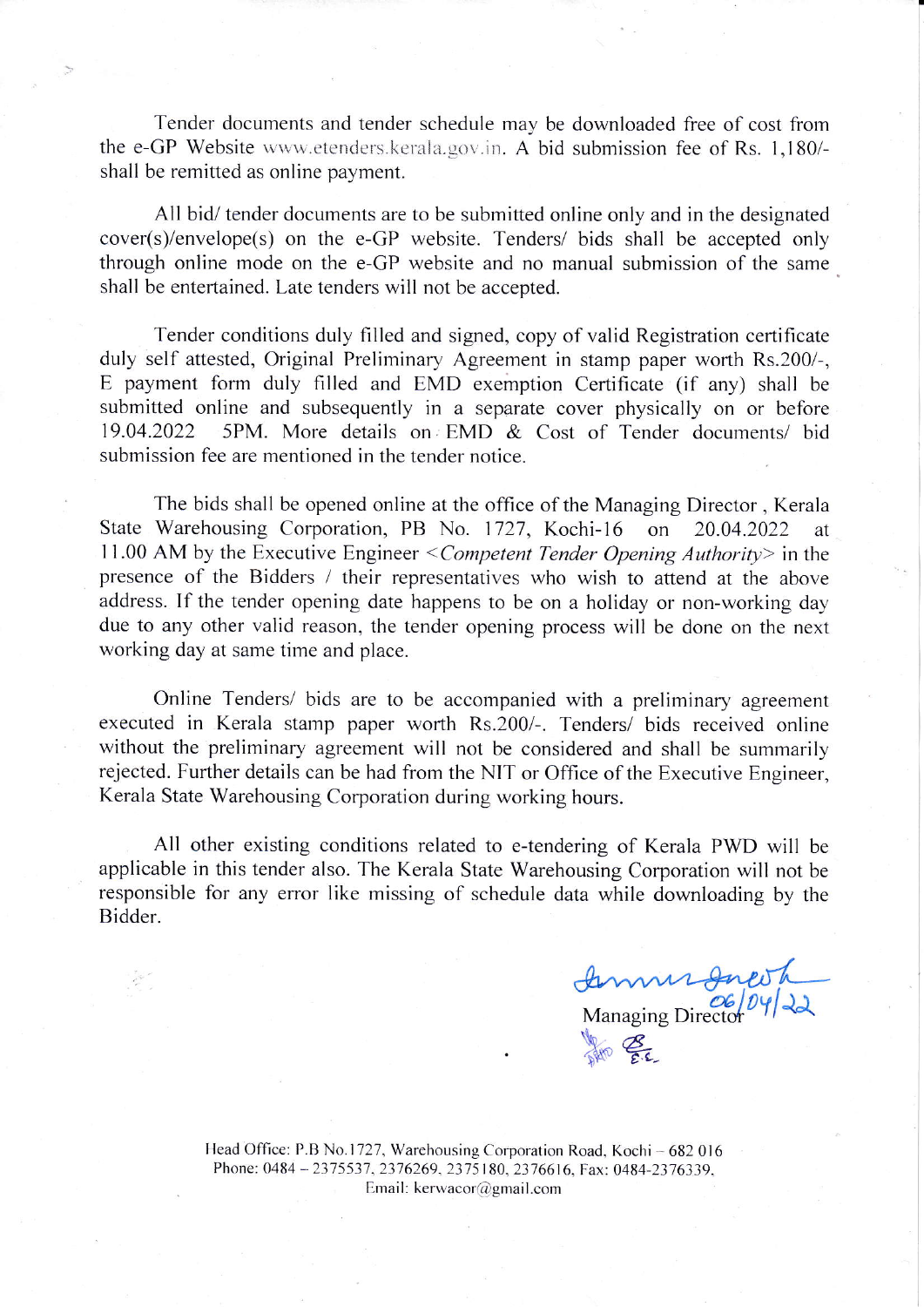Tender documents and tender schedule may be downloaded free of cost from the e-GP Website www.etenders.kerala.gov.in. A bid submission fee of Rs. 1,180/- shall be remitted as online payment.

All bid/ tender documents are to be submitted online only and in the designated cover(s)/envelope(s) on the e-GP website. Tenders/ bids shall be accepted only through online mode on the e-GP website and no manual submission of the same shall be entertained. Late tenders will not be accepted.

Tender conditions duly filled and signed, copy of valid Registration certificate duly self attested, Original Preliminary Agreement in stamp paper worth Rs.200/-, E payment form duly filled and EMD exemption Certificate (if any) shall be submitted online and subsequently in a separate cover physically on or before 19.04.2022 5PM. More details on EMD & Cost of Tender documents/ bid submission fee are mentioned in the tender notice.

The bids shall be opened online at the office of the Managing Director, Kerala State Warehousing Corporation, PB No. 1727, Kochi-16 on 20.04.2022 at 11.00 AM by the Executive Engineer <*Competent Tender Opening Authority*> in the presence of the Bidders / their representatives who wish to attend at the above address. If the tender opening date happens to be on a holiday or non-working day due to any other valid reason, the tender opening process will be done on the next working day at same time and place.

Online Tenders/ bids are to be accompanied with a preliminary agreement executed in Kerala stamp paper worth Rs.200/-. Tenders/ bids received online without the preliminary agreement will not be considered and shall be summarily rejected. Further details can be had from the NIT or Office of the Executive Engineer, Kerala State Warehousing Corporation during working hours.

All other existing conditions related to e-tendering of Kerala PWD will be applicable in this tender also. The Kerala State Warehousing Corporation will not be responsible for any error like missing of schedule data while downloading by the Bidder.

06/04/22

Managing Director

Head Office: P.B No.1727, Warehousing Corporation Road, Kochi – 682 016
Phone: 0484 – 2375537, 2376269, 2375180, 2376616, Fax: 0484-2376339,
Email: kerwacor@gmail.com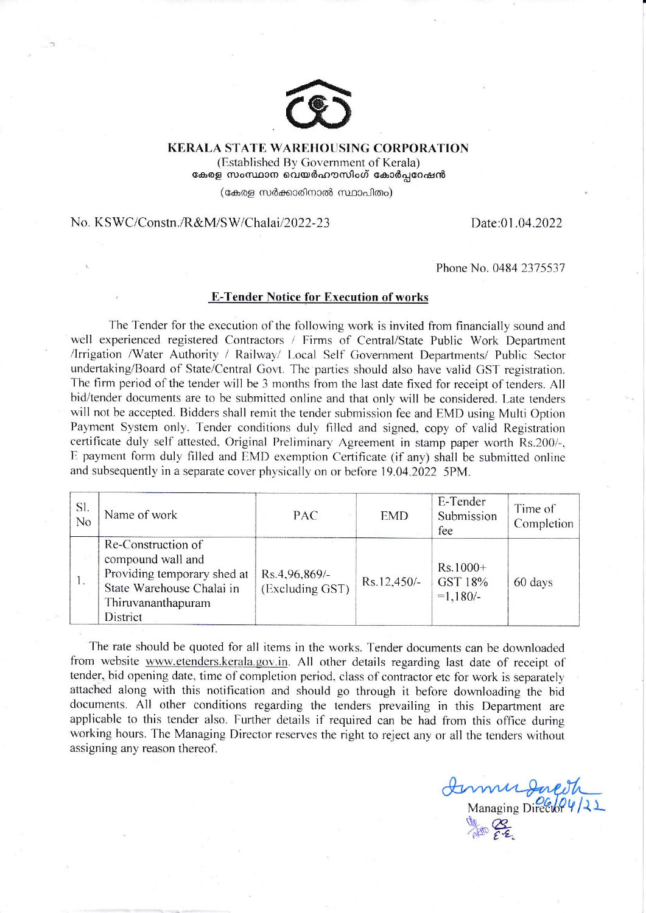**KERALA STATE WAREHOUSING CORPORATION**

(Established By Government of Kerala)

കേരള സംസ്ഥാന വെയർഹൗസിംഗ് കോർപ്പറേഷൻ

(കേരള സർക്കാരിനാൽ സ്ഥാപിതം)

No. KSWC/Constn./R&M/SW/Chalai/2022-23 Date:01.04.2022

Phone No. 0484 2375537

## E-Tender Notice for Execution of works

The Tender for the execution of the following work is invited from financially sound and well experienced registered Contractors / Firms of Central/State Public Work Department /Irrigation /Water Authority / Railway/ Local Self Government Departments/ Public Sector undertaking/Board of State/Central Govt. The parties should also have valid GST registration. The firm period of the tender will be 3 months from the last date fixed for receipt of tenders. All bid/tender documents are to be submitted online and that only will be considered. Late tenders will not be accepted. Bidders shall remit the tender submission fee and EMD using Multi Option Payment System only. Tender conditions duly filled and signed, copy of valid Registration certificate duly self attested, Original Preliminary Agreement in stamp paper worth Rs.200/-, E payment form duly filled and EMD exemption Certificate (if any) shall be submitted online and subsequently in a separate cover physically on or before 19.04.2022 5PM.

| Sl. No | Name of work | PAC | EMD | E-Tender Submission fee | Time of Completion |
|---|---|---|---|---|---|
| 1. | Re-Construction of compound wall and Providing temporary shed at State Warehouse Chalai in Thiruvananthapuram District | Rs.4,96,869/- (Excluding GST) | Rs.12,450/- | Rs.1000+ GST 18% =1,180/- | 60 days |

The rate should be quoted for all items in the works. Tender documents can be downloaded from website www.etenders.kerala.gov.in. All other details regarding last date of receipt of tender, bid opening date, time of completion period, class of contractor etc for work is separately attached along with this notification and should go through it before downloading the bid documents. All other conditions regarding the tenders prevailing in this Department are applicable to this tender also. Further details if required can be had from this office during working hours. The Managing Director reserves the right to reject any or all the tenders without assigning any reason thereof.

06/04/22

Managing Director